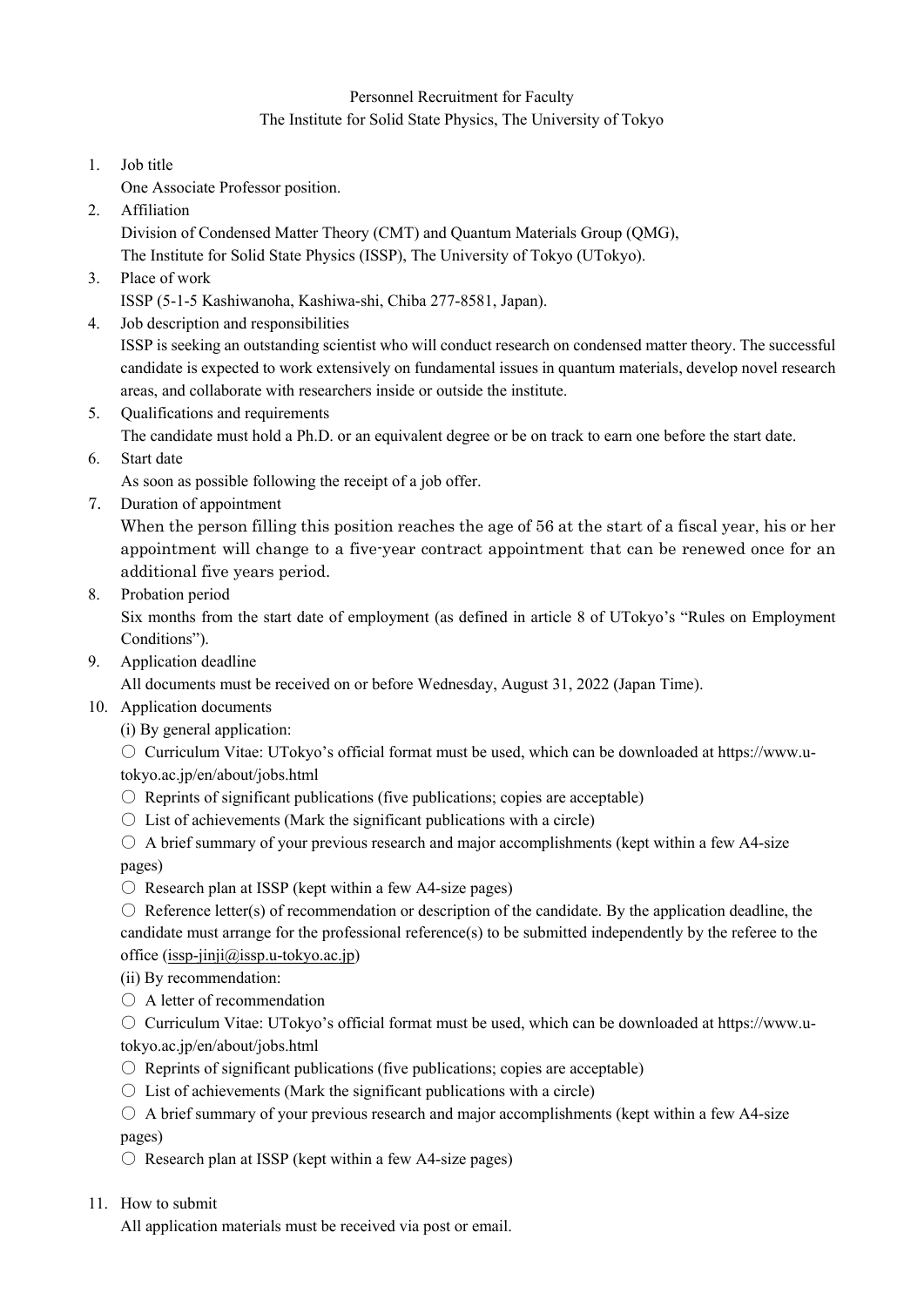# Personnel Recruitment for Faculty
## The Institute for Solid State Physics, The University of Tokyo

1. Job title
   One Associate Professor position.
2. Affiliation
   Division of Condensed Matter Theory (CMT) and Quantum Materials Group (QMG),
   The Institute for Solid State Physics (ISSP), The University of Tokyo (UTokyo).
3. Place of work
   ISSP (5-1-5 Kashiwanoha, Kashiwa-shi, Chiba 277-8581, Japan).
4. Job description and responsibilities
   ISSP is seeking an outstanding scientist who will conduct research on condensed matter theory. The successful candidate is expected to work extensively on fundamental issues in quantum materials, develop novel research areas, and collaborate with researchers inside or outside the institute.
5. Qualifications and requirements
   The candidate must hold a Ph.D. or an equivalent degree or be on track to earn one before the start date.
6. Start date
   As soon as possible following the receipt of a job offer.
7. Duration of appointment
   When the person filling this position reaches the age of 56 at the start of a fiscal year, his or her appointment will change to a five-year contract appointment that can be renewed once for an additional five years period.
8. Probation period
   Six months from the start date of employment (as defined in article 8 of UTokyo's "Rules on Employment Conditions").
9. Application deadline
   All documents must be received on or before Wednesday, August 31, 2022 (Japan Time).
10. Application documents
    (i) By general application:
    ○ Curriculum Vitae: UTokyo's official format must be used, which can be downloaded at https://www.u-tokyo.ac.jp/en/about/jobs.html
    ○ Reprints of significant publications (five publications; copies are acceptable)
    ○ List of achievements (Mark the significant publications with a circle)
    ○ A brief summary of your previous research and major accomplishments (kept within a few A4-size pages)
    ○ Research plan at ISSP (kept within a few A4-size pages)
    ○ Reference letter(s) of recommendation or description of the candidate. By the application deadline, the candidate must arrange for the professional reference(s) to be submitted independently by the referee to the office (issp-jinji@issp.u-tokyo.ac.jp)
    (ii) By recommendation:
    ○ A letter of recommendation
    ○ Curriculum Vitae: UTokyo's official format must be used, which can be downloaded at https://www.u-tokyo.ac.jp/en/about/jobs.html
    ○ Reprints of significant publications (five publications; copies are acceptable)
    ○ List of achievements (Mark the significant publications with a circle)
    ○ A brief summary of your previous research and major accomplishments (kept within a few A4-size pages)
    ○ Research plan at ISSP (kept within a few A4-size pages)
11. How to submit
    All application materials must be received via post or email.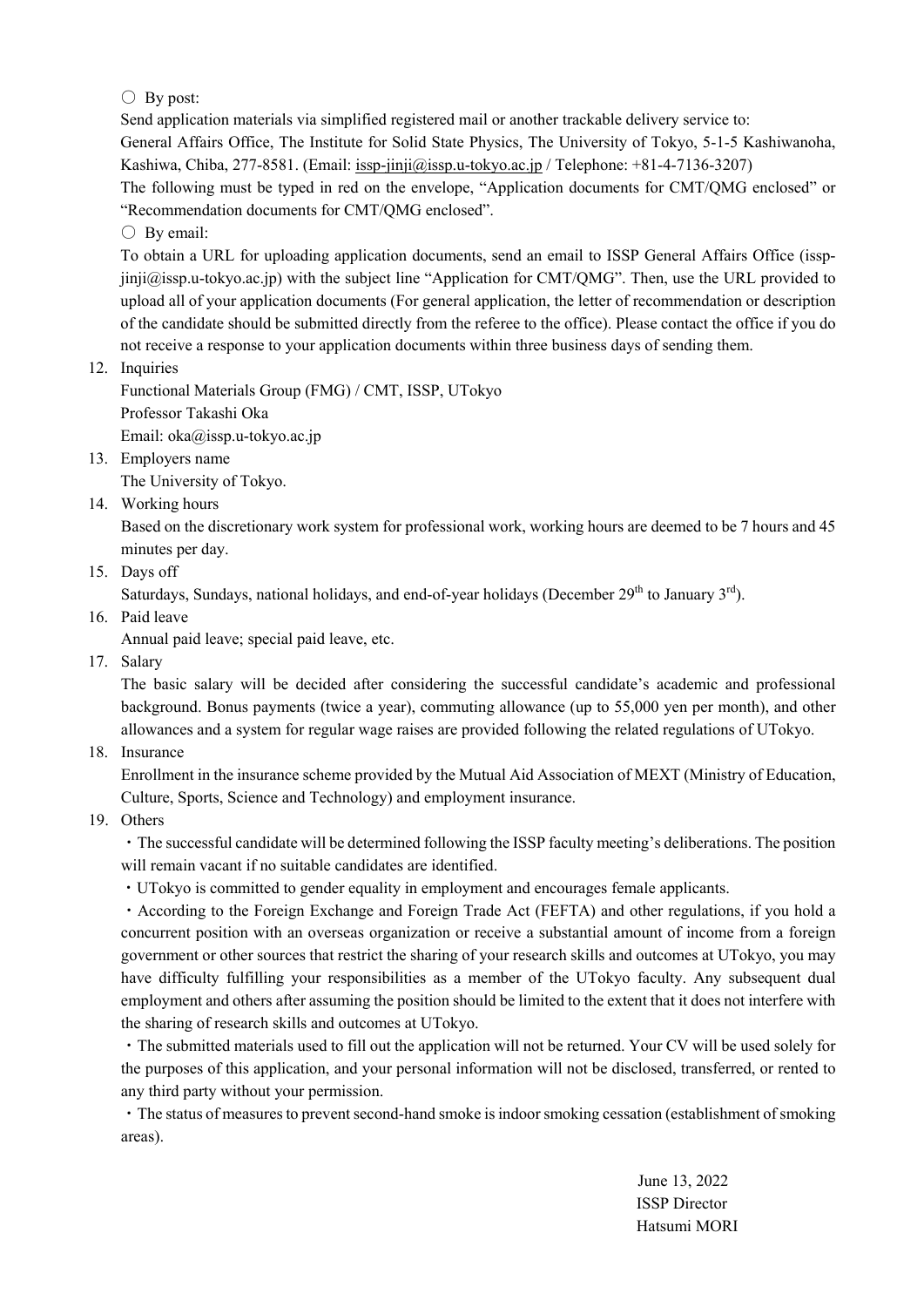○ By post:

Send application materials via simplified registered mail or another trackable delivery service to:

General Affairs Office, The Institute for Solid State Physics, The University of Tokyo, 5-1-5 Kashiwanoha, Kashiwa, Chiba, 277-8581. (Email: issp-jinji@issp.u-tokyo.ac.jp / Telephone: +81-4-7136-3207)

The following must be typed in red on the envelope, "Application documents for CMT/QMG enclosed" or "Recommendation documents for CMT/QMG enclosed".

○ By email:

To obtain a URL for uploading application documents, send an email to ISSP General Affairs Office (issp-jinji@issp.u-tokyo.ac.jp) with the subject line "Application for CMT/QMG". Then, use the URL provided to upload all of your application documents (For general application, the letter of recommendation or description of the candidate should be submitted directly from the referee to the office). Please contact the office if you do not receive a response to your application documents within three business days of sending them.

12. Inquiries

    Functional Materials Group (FMG) / CMT, ISSP, UTokyo

    Professor Takashi Oka

    Email: oka@issp.u-tokyo.ac.jp

13. Employers name

    The University of Tokyo.

14. Working hours

    Based on the discretionary work system for professional work, working hours are deemed to be 7 hours and 45 minutes per day.

15. Days off

    Saturdays, Sundays, national holidays, and end-of-year holidays (December 29th to January 3rd).

16. Paid leave

    Annual paid leave; special paid leave, etc.

17. Salary

    The basic salary will be decided after considering the successful candidate's academic and professional background. Bonus payments (twice a year), commuting allowance (up to 55,000 yen per month), and other allowances and a system for regular wage raises are provided following the related regulations of UTokyo.

18. Insurance

    Enrollment in the insurance scheme provided by the Mutual Aid Association of MEXT (Ministry of Education, Culture, Sports, Science and Technology) and employment insurance.

19. Others

    ・The successful candidate will be determined following the ISSP faculty meeting's deliberations. The position will remain vacant if no suitable candidates are identified.

    ・UTokyo is committed to gender equality in employment and encourages female applicants.

    ・According to the Foreign Exchange and Foreign Trade Act (FEFTA) and other regulations, if you hold a concurrent position with an overseas organization or receive a substantial amount of income from a foreign government or other sources that restrict the sharing of your research skills and outcomes at UTokyo, you may have difficulty fulfilling your responsibilities as a member of the UTokyo faculty. Any subsequent dual employment and others after assuming the position should be limited to the extent that it does not interfere with the sharing of research skills and outcomes at UTokyo.

    ・The submitted materials used to fill out the application will not be returned. Your CV will be used solely for the purposes of this application, and your personal information will not be disclosed, transferred, or rented to any third party without your permission.

    ・The status of measures to prevent second-hand smoke is indoor smoking cessation (establishment of smoking areas).

June 13, 2022

ISSP Director

Hatsumi MORI